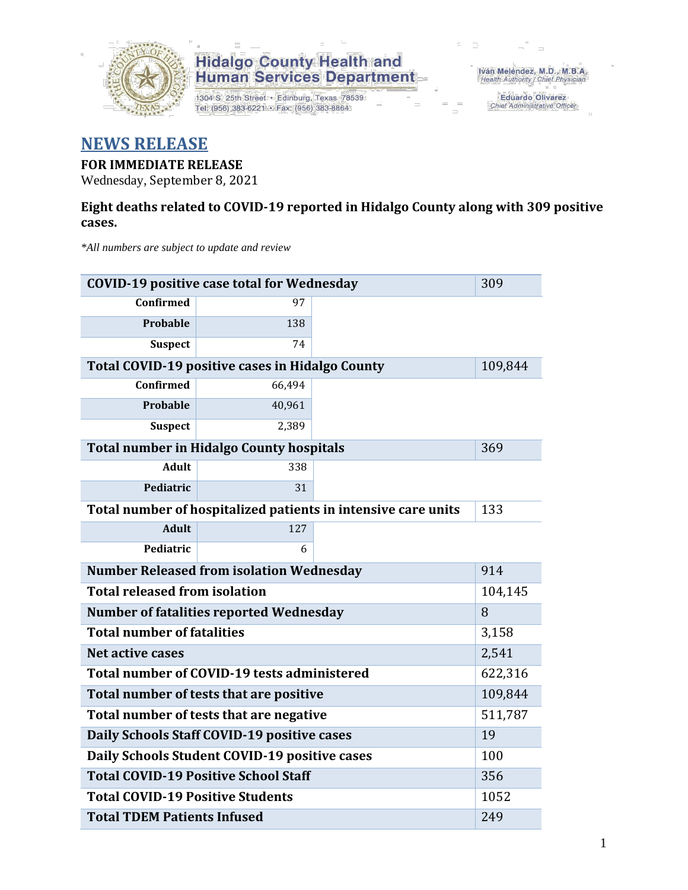Hidalgo County Health and Human Services Department

1304 S. 25th Street • Edinburg, Texas 78539
Tel: (956) 383-6221 • Fax: (956) 383-8864

Iván Meléndez, M.D., M.B.A.
Health Authority / Chief Physician

Eduardo Olivarez
Chief Administrative Officer

# NEWS RELEASE

**FOR IMMEDIATE RELEASE**
Wednesday, September 8, 2021

**Eight deaths related to COVID-19 reported in Hidalgo County along with 309 positive cases.**

*\*All numbers are subject to update and review*

| **COVID-19 positive case total for Wednesday** | | 309 |
|---|---|---|
| **Confirmed** | 97 | |
| **Probable** | 138 | |
| **Suspect** | 74 | |
| **Total COVID-19 positive cases in Hidalgo County** | | 109,844 |
| **Confirmed** | 66,494 | |
| **Probable** | 40,961 | |
| **Suspect** | 2,389 | |
| **Total number in Hidalgo County hospitals** | | 369 |
| **Adult** | 338 | |
| **Pediatric** | 31 | |
| **Total number of hospitalized patients in intensive care units** | | 133 |
| **Adult** | 127 | |
| **Pediatric** | 6 | |
| **Number Released from isolation Wednesday** | | 914 |
| **Total released from isolation** | | 104,145 |
| **Number of fatalities reported Wednesday** | | 8 |
| **Total number of fatalities** | | 3,158 |
| **Net active cases** | | 2,541 |
| **Total number of COVID-19 tests administered** | | 622,316 |
| **Total number of tests that are positive** | | 109,844 |
| **Total number of tests that are negative** | | 511,787 |
| **Daily Schools Staff COVID-19 positive cases** | | 19 |
| **Daily Schools Student COVID-19 positive cases** | | 100 |
| **Total COVID-19 Positive School Staff** | | 356 |
| **Total COVID-19 Positive Students** | | 1052 |
| **Total TDEM Patients Infused** | | 249 |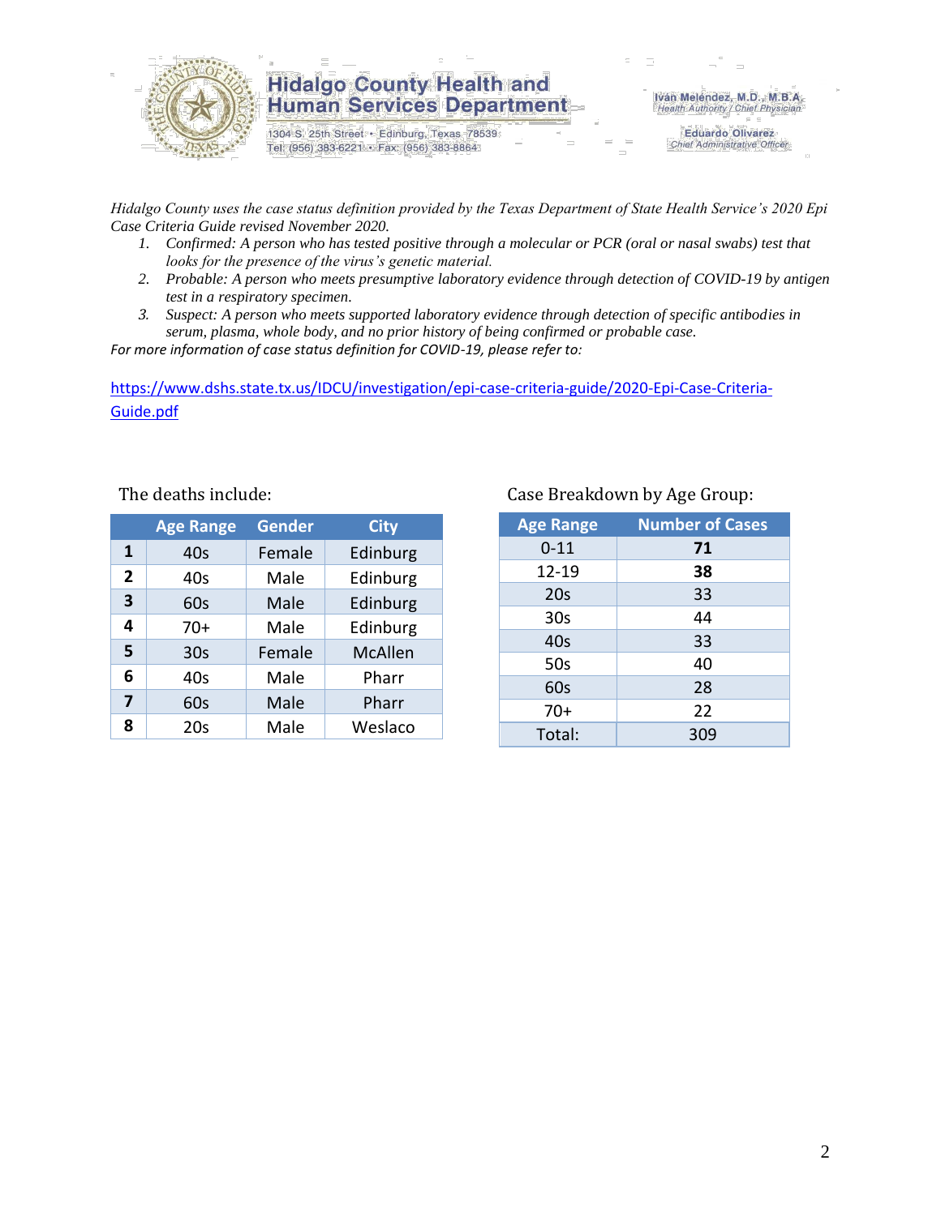# Hidalgo County Health and Human Services Department

1304 S. 25th Street • Edinburg, Texas 78539
Tel: (956) 383-6221 • Fax: (956) 383-8864

Iván Meléndez, M.D., M.B.A.
*Health Authority / Chief Physician*

Eduardo Olivarez
*Chief Administrative Officer*

*Hidalgo County uses the case status definition provided by the Texas Department of State Health Service's 2020 Epi Case Criteria Guide revised November 2020.*

1. *Confirmed: A person who has tested positive through a molecular or PCR (oral or nasal swabs) test that looks for the presence of the virus's genetic material.*
2. *Probable: A person who meets presumptive laboratory evidence through detection of COVID-19 by antigen test in a respiratory specimen.*
3. *Suspect: A person who meets supported laboratory evidence through detection of specific antibodies in serum, plasma, whole body, and no prior history of being confirmed or probable case.*

*For more information of case status definition for COVID-19, please refer to:*

https://www.dshs.state.tx.us/IDCU/investigation/epi-case-criteria-guide/2020-Epi-Case-Criteria-Guide.pdf

The deaths include:

| | Age Range | Gender | City |
|---|---|---|---|
| **1** | 40s | Female | Edinburg |
| **2** | 40s | Male | Edinburg |
| **3** | 60s | Male | Edinburg |
| **4** | 70+ | Male | Edinburg |
| **5** | 30s | Female | McAllen |
| **6** | 40s | Male | Pharr |
| **7** | 60s | Male | Pharr |
| **8** | 20s | Male | Weslaco |

Case Breakdown by Age Group:

| Age Range | Number of Cases |
|---|---|
| 0-11 | **71** |
| 12-19 | **38** |
| 20s | 33 |
| 30s | 44 |
| 40s | 33 |
| 50s | 40 |
| 60s | 28 |
| 70+ | 22 |
| Total: | 309 |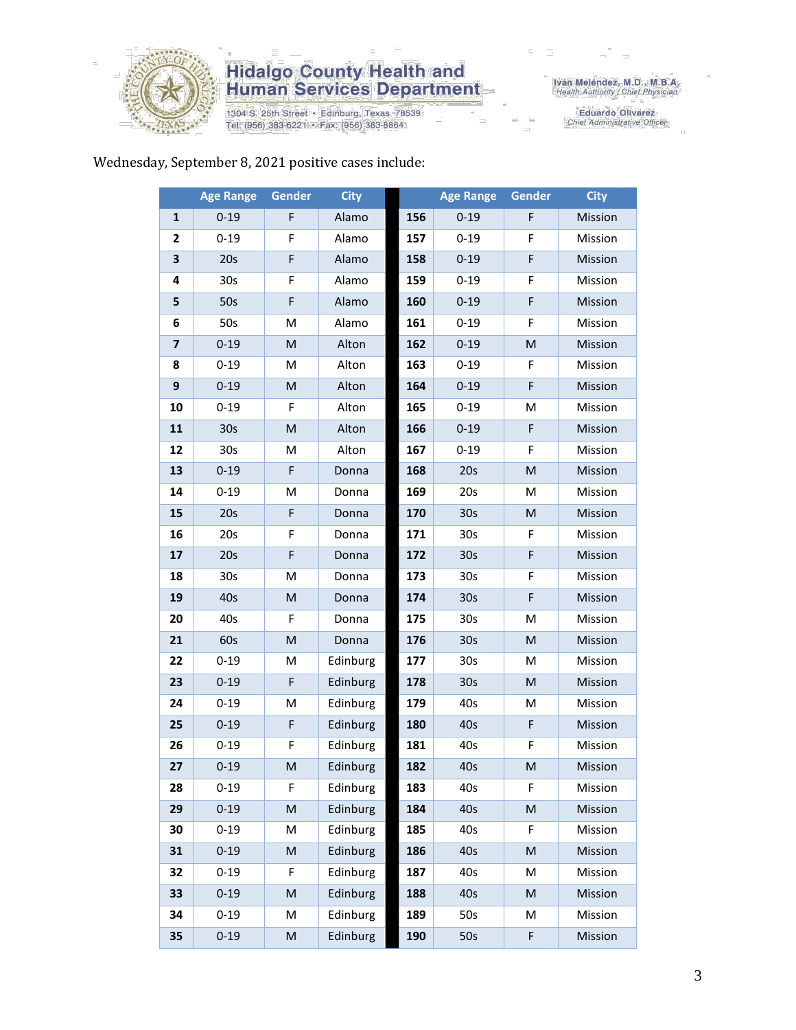Hidalgo County Health and Human Services Department

1304 S. 25th Street • Edinburg, Texas 78539
Tel: (956) 383-6221 • Fax: (956) 383-8864

Iván Meléndez, M.D., M.B.A.
Health Authority / Chief Physician

Eduardo Olivarez
Chief Administrative Officer

Wednesday, September 8, 2021 positive cases include:

| | Age Range | Gender | City | | Age Range | Gender | City |
|---|---|---|---|---|---|---|---|
| **1** | 0-19 | F | Alamo | **156** | 0-19 | F | Mission |
| **2** | 0-19 | F | Alamo | **157** | 0-19 | F | Mission |
| **3** | 20s | F | Alamo | **158** | 0-19 | F | Mission |
| **4** | 30s | F | Alamo | **159** | 0-19 | F | Mission |
| **5** | 50s | F | Alamo | **160** | 0-19 | F | Mission |
| **6** | 50s | M | Alamo | **161** | 0-19 | F | Mission |
| **7** | 0-19 | M | Alton | **162** | 0-19 | M | Mission |
| **8** | 0-19 | M | Alton | **163** | 0-19 | F | Mission |
| **9** | 0-19 | M | Alton | **164** | 0-19 | F | Mission |
| **10** | 0-19 | F | Alton | **165** | 0-19 | M | Mission |
| **11** | 30s | M | Alton | **166** | 0-19 | F | Mission |
| **12** | 30s | M | Alton | **167** | 0-19 | F | Mission |
| **13** | 0-19 | F | Donna | **168** | 20s | M | Mission |
| **14** | 0-19 | M | Donna | **169** | 20s | M | Mission |
| **15** | 20s | F | Donna | **170** | 30s | M | Mission |
| **16** | 20s | F | Donna | **171** | 30s | F | Mission |
| **17** | 20s | F | Donna | **172** | 30s | F | Mission |
| **18** | 30s | M | Donna | **173** | 30s | F | Mission |
| **19** | 40s | M | Donna | **174** | 30s | F | Mission |
| **20** | 40s | F | Donna | **175** | 30s | M | Mission |
| **21** | 60s | M | Donna | **176** | 30s | M | Mission |
| **22** | 0-19 | M | Edinburg | **177** | 30s | M | Mission |
| **23** | 0-19 | F | Edinburg | **178** | 30s | M | Mission |
| **24** | 0-19 | M | Edinburg | **179** | 40s | M | Mission |
| **25** | 0-19 | F | Edinburg | **180** | 40s | F | Mission |
| **26** | 0-19 | F | Edinburg | **181** | 40s | F | Mission |
| **27** | 0-19 | M | Edinburg | **182** | 40s | M | Mission |
| **28** | 0-19 | F | Edinburg | **183** | 40s | F | Mission |
| **29** | 0-19 | M | Edinburg | **184** | 40s | M | Mission |
| **30** | 0-19 | M | Edinburg | **185** | 40s | F | Mission |
| **31** | 0-19 | M | Edinburg | **186** | 40s | M | Mission |
| **32** | 0-19 | F | Edinburg | **187** | 40s | M | Mission |
| **33** | 0-19 | M | Edinburg | **188** | 40s | M | Mission |
| **34** | 0-19 | M | Edinburg | **189** | 50s | M | Mission |
| **35** | 0-19 | M | Edinburg | **190** | 50s | F | Mission |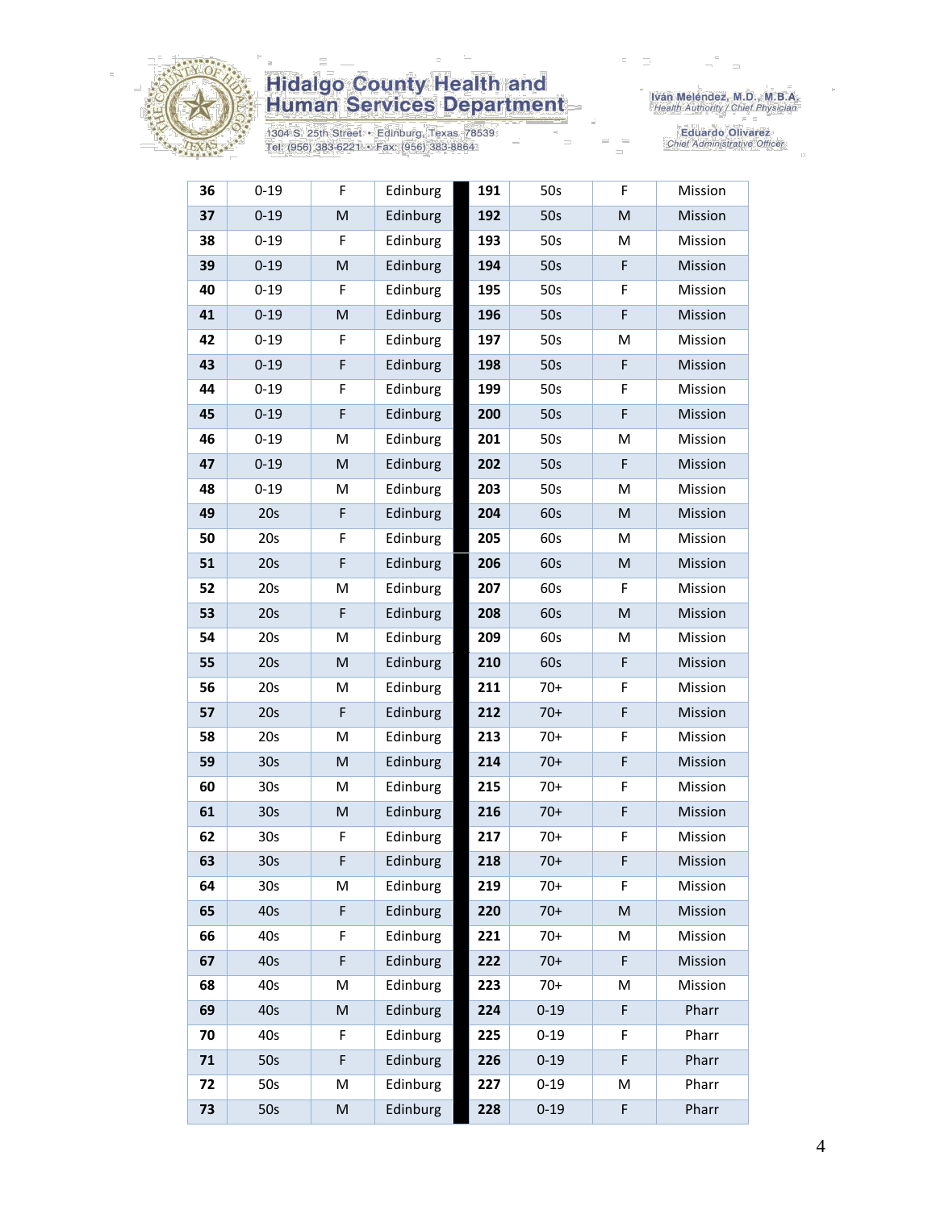| | | | | | | | |
|---|---|---|---|---|---|---|---|
| **36** | 0-19 | F | Edinburg | **191** | 50s | F | Mission |
| **37** | 0-19 | M | Edinburg | **192** | 50s | M | Mission |
| **38** | 0-19 | F | Edinburg | **193** | 50s | M | Mission |
| **39** | 0-19 | M | Edinburg | **194** | 50s | F | Mission |
| **40** | 0-19 | F | Edinburg | **195** | 50s | F | Mission |
| **41** | 0-19 | M | Edinburg | **196** | 50s | F | Mission |
| **42** | 0-19 | F | Edinburg | **197** | 50s | M | Mission |
| **43** | 0-19 | F | Edinburg | **198** | 50s | F | Mission |
| **44** | 0-19 | F | Edinburg | **199** | 50s | F | Mission |
| **45** | 0-19 | F | Edinburg | **200** | 50s | F | Mission |
| **46** | 0-19 | M | Edinburg | **201** | 50s | M | Mission |
| **47** | 0-19 | M | Edinburg | **202** | 50s | F | Mission |
| **48** | 0-19 | M | Edinburg | **203** | 50s | M | Mission |
| **49** | 20s | F | Edinburg | **204** | 60s | M | Mission |
| **50** | 20s | F | Edinburg | **205** | 60s | M | Mission |
| **51** | 20s | F | Edinburg | **206** | 60s | M | Mission |
| **52** | 20s | M | Edinburg | **207** | 60s | F | Mission |
| **53** | 20s | F | Edinburg | **208** | 60s | M | Mission |
| **54** | 20s | M | Edinburg | **209** | 60s | M | Mission |
| **55** | 20s | M | Edinburg | **210** | 60s | F | Mission |
| **56** | 20s | M | Edinburg | **211** | 70+ | F | Mission |
| **57** | 20s | F | Edinburg | **212** | 70+ | F | Mission |
| **58** | 20s | M | Edinburg | **213** | 70+ | F | Mission |
| **59** | 30s | M | Edinburg | **214** | 70+ | F | Mission |
| **60** | 30s | M | Edinburg | **215** | 70+ | F | Mission |
| **61** | 30s | M | Edinburg | **216** | 70+ | F | Mission |
| **62** | 30s | F | Edinburg | **217** | 70+ | F | Mission |
| **63** | 30s | F | Edinburg | **218** | 70+ | F | Mission |
| **64** | 30s | M | Edinburg | **219** | 70+ | F | Mission |
| **65** | 40s | F | Edinburg | **220** | 70+ | M | Mission |
| **66** | 40s | F | Edinburg | **221** | 70+ | M | Mission |
| **67** | 40s | F | Edinburg | **222** | 70+ | F | Mission |
| **68** | 40s | M | Edinburg | **223** | 70+ | M | Mission |
| **69** | 40s | M | Edinburg | **224** | 0-19 | F | Pharr |
| **70** | 40s | F | Edinburg | **225** | 0-19 | F | Pharr |
| **71** | 50s | F | Edinburg | **226** | 0-19 | F | Pharr |
| **72** | 50s | M | Edinburg | **227** | 0-19 | M | Pharr |
| **73** | 50s | M | Edinburg | **228** | 0-19 | F | Pharr |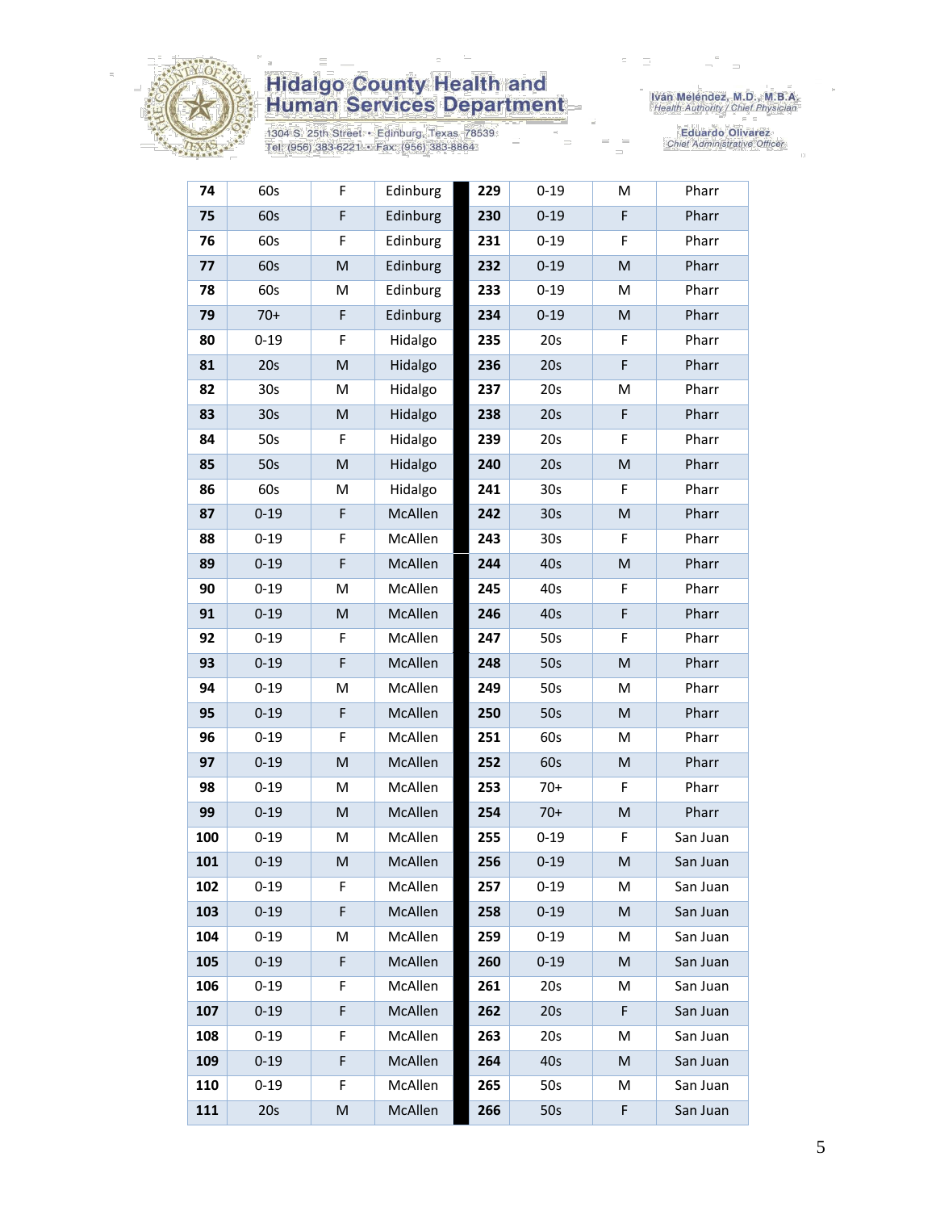# Hidalgo County Health and Human Services Department

1304 S. 25th Street • Edinburg, Texas 78539
Tel: (956) 383-6221 • Fax: (956) 383-8864

Iván Meléndez, M.D., M.B.A.
*Health Authority / Chief Physician*

Eduardo Olivarez
*Chief Administrative Officer*

| | | | | | | | |
|---|---|---|---|---|---|---|---|
| **74** | 60s | F | Edinburg | **229** | 0-19 | M | Pharr |
| **75** | 60s | F | Edinburg | **230** | 0-19 | F | Pharr |
| **76** | 60s | F | Edinburg | **231** | 0-19 | F | Pharr |
| **77** | 60s | M | Edinburg | **232** | 0-19 | M | Pharr |
| **78** | 60s | M | Edinburg | **233** | 0-19 | M | Pharr |
| **79** | 70+ | F | Edinburg | **234** | 0-19 | M | Pharr |
| **80** | 0-19 | F | Hidalgo | **235** | 20s | F | Pharr |
| **81** | 20s | M | Hidalgo | **236** | 20s | F | Pharr |
| **82** | 30s | M | Hidalgo | **237** | 20s | M | Pharr |
| **83** | 30s | M | Hidalgo | **238** | 20s | F | Pharr |
| **84** | 50s | F | Hidalgo | **239** | 20s | F | Pharr |
| **85** | 50s | M | Hidalgo | **240** | 20s | M | Pharr |
| **86** | 60s | M | Hidalgo | **241** | 30s | F | Pharr |
| **87** | 0-19 | F | McAllen | **242** | 30s | M | Pharr |
| **88** | 0-19 | F | McAllen | **243** | 30s | F | Pharr |
| **89** | 0-19 | F | McAllen | **244** | 40s | M | Pharr |
| **90** | 0-19 | M | McAllen | **245** | 40s | F | Pharr |
| **91** | 0-19 | M | McAllen | **246** | 40s | F | Pharr |
| **92** | 0-19 | F | McAllen | **247** | 50s | F | Pharr |
| **93** | 0-19 | F | McAllen | **248** | 50s | M | Pharr |
| **94** | 0-19 | M | McAllen | **249** | 50s | M | Pharr |
| **95** | 0-19 | F | McAllen | **250** | 50s | M | Pharr |
| **96** | 0-19 | F | McAllen | **251** | 60s | M | Pharr |
| **97** | 0-19 | M | McAllen | **252** | 60s | M | Pharr |
| **98** | 0-19 | M | McAllen | **253** | 70+ | F | Pharr |
| **99** | 0-19 | M | McAllen | **254** | 70+ | M | Pharr |
| **100** | 0-19 | M | McAllen | **255** | 0-19 | F | San Juan |
| **101** | 0-19 | M | McAllen | **256** | 0-19 | M | San Juan |
| **102** | 0-19 | F | McAllen | **257** | 0-19 | M | San Juan |
| **103** | 0-19 | F | McAllen | **258** | 0-19 | M | San Juan |
| **104** | 0-19 | M | McAllen | **259** | 0-19 | M | San Juan |
| **105** | 0-19 | F | McAllen | **260** | 0-19 | M | San Juan |
| **106** | 0-19 | F | McAllen | **261** | 20s | M | San Juan |
| **107** | 0-19 | F | McAllen | **262** | 20s | F | San Juan |
| **108** | 0-19 | F | McAllen | **263** | 20s | M | San Juan |
| **109** | 0-19 | F | McAllen | **264** | 40s | M | San Juan |
| **110** | 0-19 | F | McAllen | **265** | 50s | M | San Juan |
| **111** | 20s | M | McAllen | **266** | 50s | F | San Juan |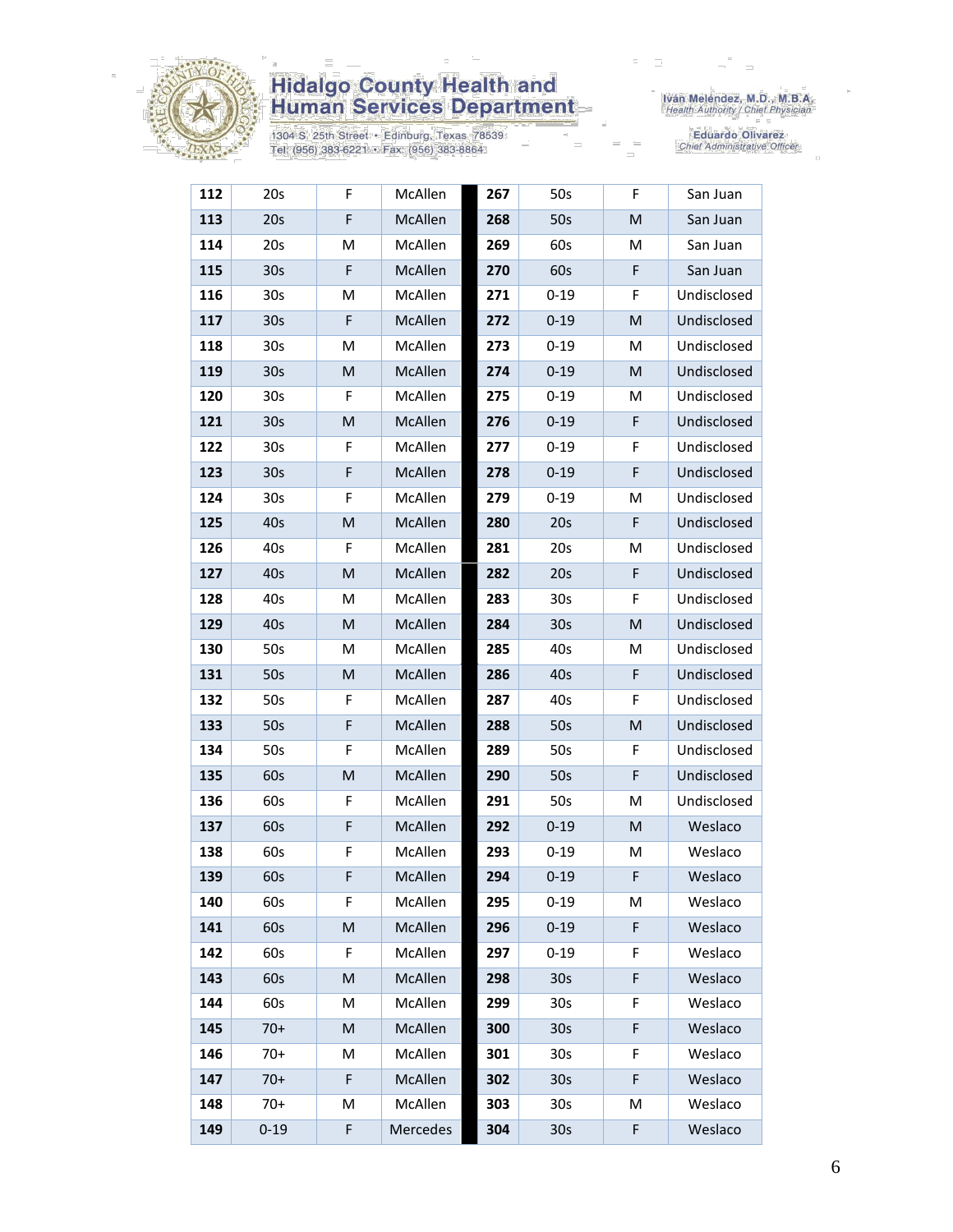# Hidalgo County Health and Human Services Department

1304 S. 25th Street • Edinburg, Texas 78539
Tel: (956) 383-6221 • Fax: (956) 383-8864

Iván Meléndez, M.D., M.B.A.
*Health Authority / Chief Physician*

Eduardo Olivarez
*Chief Administrative Officer*

| | | | | | | | |
|---|---|---|---|---|---|---|---|
| **112** | 20s | F | McAllen | **267** | 50s | F | San Juan |
| **113** | 20s | F | McAllen | **268** | 50s | M | San Juan |
| **114** | 20s | M | McAllen | **269** | 60s | M | San Juan |
| **115** | 30s | F | McAllen | **270** | 60s | F | San Juan |
| **116** | 30s | M | McAllen | **271** | 0-19 | F | Undisclosed |
| **117** | 30s | F | McAllen | **272** | 0-19 | M | Undisclosed |
| **118** | 30s | M | McAllen | **273** | 0-19 | M | Undisclosed |
| **119** | 30s | M | McAllen | **274** | 0-19 | M | Undisclosed |
| **120** | 30s | F | McAllen | **275** | 0-19 | M | Undisclosed |
| **121** | 30s | M | McAllen | **276** | 0-19 | F | Undisclosed |
| **122** | 30s | F | McAllen | **277** | 0-19 | F | Undisclosed |
| **123** | 30s | F | McAllen | **278** | 0-19 | F | Undisclosed |
| **124** | 30s | F | McAllen | **279** | 0-19 | M | Undisclosed |
| **125** | 40s | M | McAllen | **280** | 20s | F | Undisclosed |
| **126** | 40s | F | McAllen | **281** | 20s | M | Undisclosed |
| **127** | 40s | M | McAllen | **282** | 20s | F | Undisclosed |
| **128** | 40s | M | McAllen | **283** | 30s | F | Undisclosed |
| **129** | 40s | M | McAllen | **284** | 30s | M | Undisclosed |
| **130** | 50s | M | McAllen | **285** | 40s | M | Undisclosed |
| **131** | 50s | M | McAllen | **286** | 40s | F | Undisclosed |
| **132** | 50s | F | McAllen | **287** | 40s | F | Undisclosed |
| **133** | 50s | F | McAllen | **288** | 50s | M | Undisclosed |
| **134** | 50s | F | McAllen | **289** | 50s | F | Undisclosed |
| **135** | 60s | M | McAllen | **290** | 50s | F | Undisclosed |
| **136** | 60s | F | McAllen | **291** | 50s | M | Undisclosed |
| **137** | 60s | F | McAllen | **292** | 0-19 | M | Weslaco |
| **138** | 60s | F | McAllen | **293** | 0-19 | M | Weslaco |
| **139** | 60s | F | McAllen | **294** | 0-19 | F | Weslaco |
| **140** | 60s | F | McAllen | **295** | 0-19 | M | Weslaco |
| **141** | 60s | M | McAllen | **296** | 0-19 | F | Weslaco |
| **142** | 60s | F | McAllen | **297** | 0-19 | F | Weslaco |
| **143** | 60s | M | McAllen | **298** | 30s | F | Weslaco |
| **144** | 60s | M | McAllen | **299** | 30s | F | Weslaco |
| **145** | 70+ | M | McAllen | **300** | 30s | F | Weslaco |
| **146** | 70+ | M | McAllen | **301** | 30s | F | Weslaco |
| **147** | 70+ | F | McAllen | **302** | 30s | F | Weslaco |
| **148** | 70+ | M | McAllen | **303** | 30s | M | Weslaco |
| **149** | 0-19 | F | Mercedes | **304** | 30s | F | Weslaco |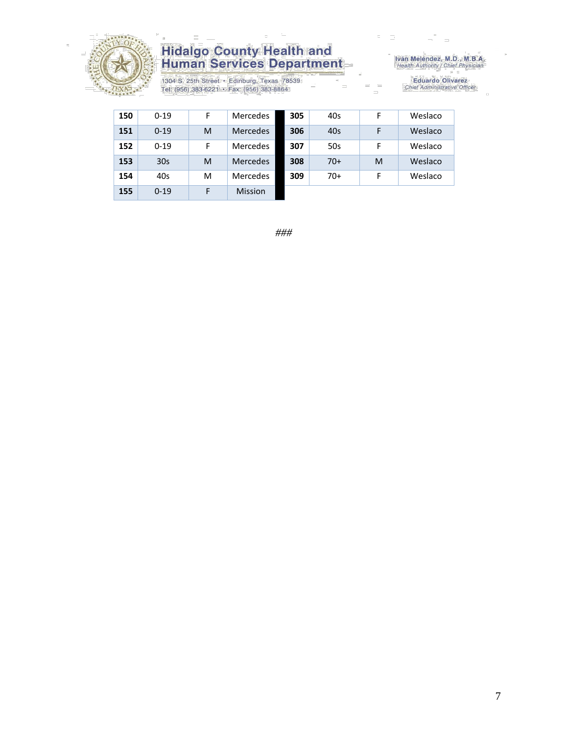# Hidalgo County Health and Human Services Department

1304 S. 25th Street • Edinburg, Texas 78539
Tel: (956) 383-6221 • Fax: (956) 383-8864

Iván Meléndez, M.D., M.B.A.
*Health Authority / Chief Physician*

Eduardo Olivarez
*Chief Administrative Officer*

| | | | | | | | |
|---|---|---|---|---|---|---|---|
| **150** | 0-19 | F | Mercedes | **305** | 40s | F | Weslaco |
| **151** | 0-19 | M | Mercedes | **306** | 40s | F | Weslaco |
| **152** | 0-19 | F | Mercedes | **307** | 50s | F | Weslaco |
| **153** | 30s | M | Mercedes | **308** | 70+ | M | Weslaco |
| **154** | 40s | M | Mercedes | **309** | 70+ | F | Weslaco |
| **155** | 0-19 | F | Mission | | | | |

###